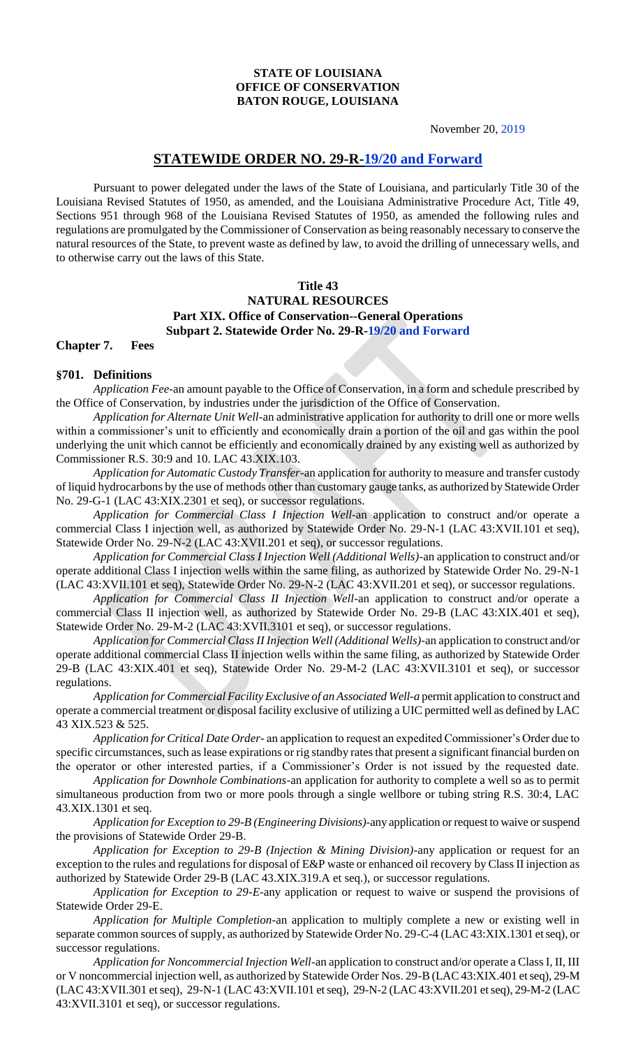**STATE OF LOUISIANA**
**OFFICE OF CONSERVATION**
**BATON ROUGE, LOUISIANA**

November 20, 2019

# STATEWIDE ORDER NO. 29-R-19/20 and Forward

Pursuant to power delegated under the laws of the State of Louisiana, and particularly Title 30 of the Louisiana Revised Statutes of 1950, as amended, and the Louisiana Administrative Procedure Act, Title 49, Sections 951 through 968 of the Louisiana Revised Statutes of 1950, as amended the following rules and regulations are promulgated by the Commissioner of Conservation as being reasonably necessary to conserve the natural resources of the State, to prevent waste as defined by law, to avoid the drilling of unnecessary wells, and to otherwise carry out the laws of this State.

## Title 43
## NATURAL RESOURCES
## Part XIX. Office of Conservation--General Operations
## Subpart 2. Statewide Order No. 29-R-19/20 and Forward

### Chapter 7. Fees

#### §701. Definitions

*Application Fee*-an amount payable to the Office of Conservation, in a form and schedule prescribed by the Office of Conservation, by industries under the jurisdiction of the Office of Conservation.

*Application for Alternate Unit Well*-an administrative application for authority to drill one or more wells within a commissioner's unit to efficiently and economically drain a portion of the oil and gas within the pool underlying the unit which cannot be efficiently and economically drained by any existing well as authorized by Commissioner R.S. 30:9 and 10. LAC 43.XIX.103.

*Application for Automatic Custody Transfer*-an application for authority to measure and transfer custody of liquid hydrocarbons by the use of methods other than customary gauge tanks, as authorized by Statewide Order No. 29-G-1 (LAC 43:XIX.2301 et seq), or successor regulations.

*Application for Commercial Class I Injection Well*-an application to construct and/or operate a commercial Class I injection well, as authorized by Statewide Order No. 29-N-1 (LAC 43:XVII.101 et seq), Statewide Order No. 29-N-2 (LAC 43:XVII.201 et seq), or successor regulations.

*Application for Commercial Class I Injection Well (Additional Wells)*-an application to construct and/or operate additional Class I injection wells within the same filing, as authorized by Statewide Order No. 29-N-1 (LAC 43:XVII.101 et seq), Statewide Order No. 29-N-2 (LAC 43:XVII.201 et seq), or successor regulations.

*Application for Commercial Class II Injection Well*-an application to construct and/or operate a commercial Class II injection well, as authorized by Statewide Order No. 29-B (LAC 43:XIX.401 et seq), Statewide Order No. 29-M-2 (LAC 43:XVII.3101 et seq), or successor regulations.

*Application for Commercial Class II Injection Well (Additional Wells)*-an application to construct and/or operate additional commercial Class II injection wells within the same filing, as authorized by Statewide Order 29-B (LAC 43:XIX.401 et seq), Statewide Order No. 29-M-2 (LAC 43:XVII.3101 et seq), or successor regulations.

*Application for Commercial Facility Exclusive of an Associated Well-a* permit application to construct and operate a commercial treatment or disposal facility exclusive of utilizing a UIC permitted well as defined by LAC 43 XIX.523 & 525.

*Application for Critical Date Order*- an application to request an expedited Commissioner's Order due to specific circumstances, such as lease expirations or rig standby rates that present a significant financial burden on the operator or other interested parties, if a Commissioner's Order is not issued by the requested date.

*Application for Downhole Combinations*-an application for authority to complete a well so as to permit simultaneous production from two or more pools through a single wellbore or tubing string R.S. 30:4, LAC 43.XIX.1301 et seq.

*Application for Exception to 29-B (Engineering Divisions)*-any application or request to waive or suspend the provisions of Statewide Order 29-B.

*Application for Exception to 29-B (Injection & Mining Division)*-any application or request for an exception to the rules and regulations for disposal of E&P waste or enhanced oil recovery by Class II injection as authorized by Statewide Order 29-B (LAC 43.XIX.319.A et seq.), or successor regulations.

*Application for Exception to 29-E*-any application or request to waive or suspend the provisions of Statewide Order 29-E.

*Application for Multiple Completion*-an application to multiply complete a new or existing well in separate common sources of supply, as authorized by Statewide Order No. 29-C-4 (LAC 43:XIX.1301 et seq), or successor regulations.

*Application for Noncommercial Injection Well*-an application to construct and/or operate a Class I, II, III or V noncommercial injection well, as authorized by Statewide Order Nos. 29-B (LAC 43:XIX.401 et seq), 29-M (LAC 43:XVII.301 et seq), 29-N-1 (LAC 43:XVII.101 et seq), 29-N-2 (LAC 43:XVII.201 et seq), 29-M-2 (LAC 43:XVII.3101 et seq), or successor regulations.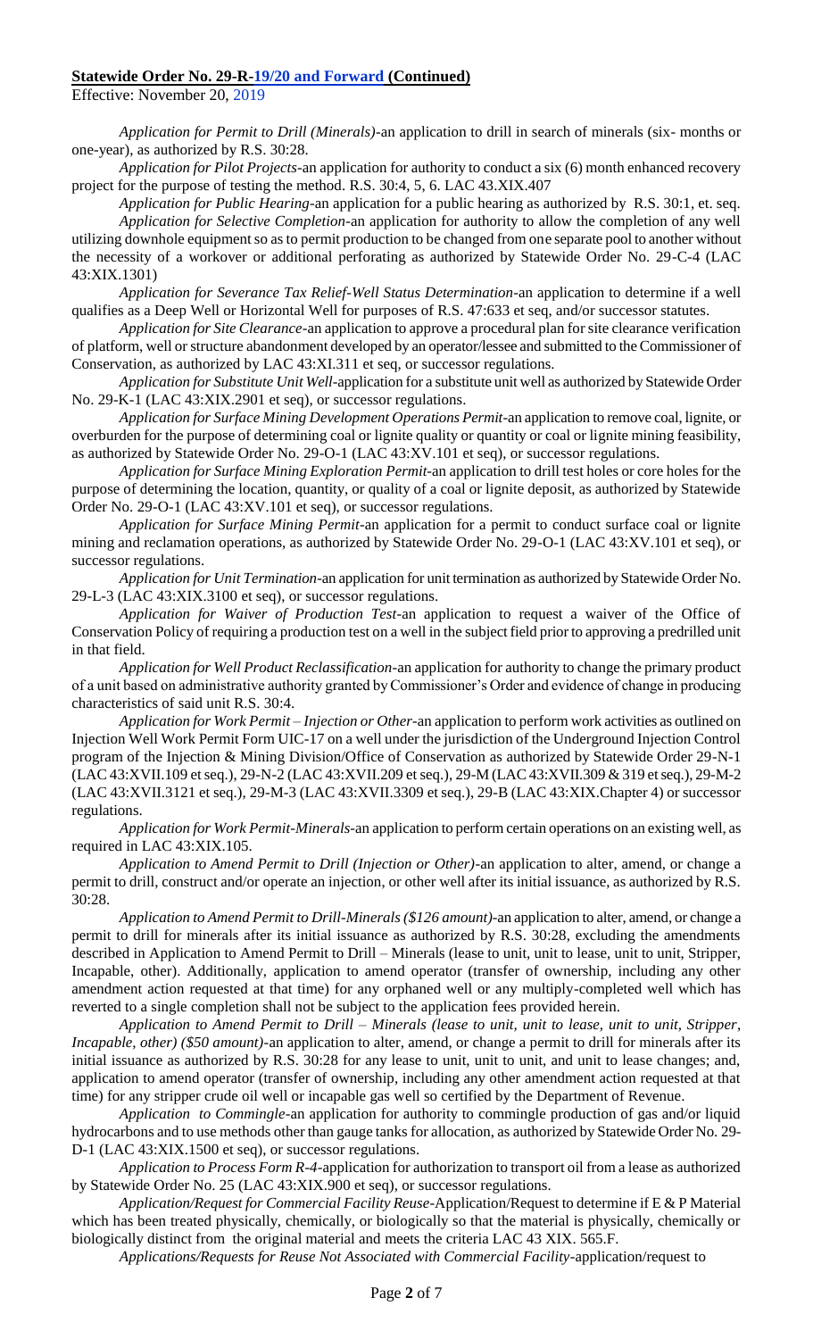**Statewide Order No. 29-R-19/20 and Forward (Continued)**

Effective: November 20, 2019

*Application for Permit to Drill (Minerals)*-an application to drill in search of minerals (six- months or one-year), as authorized by R.S. 30:28.

*Application for Pilot Projects*-an application for authority to conduct a six (6) month enhanced recovery project for the purpose of testing the method. R.S. 30:4, 5, 6. LAC 43.XIX.407

*Application for Public Hearing*-an application for a public hearing as authorized by R.S. 30:1, et. seq.

*Application for Selective Completion*-an application for authority to allow the completion of any well utilizing downhole equipment so as to permit production to be changed from one separate pool to another without the necessity of a workover or additional perforating as authorized by Statewide Order No. 29-C-4 (LAC 43:XIX.1301)

*Application for Severance Tax Relief-Well Status Determination*-an application to determine if a well qualifies as a Deep Well or Horizontal Well for purposes of R.S. 47:633 et seq, and/or successor statutes.

*Application for Site Clearance*-an application to approve a procedural plan for site clearance verification of platform, well or structure abandonment developed by an operator/lessee and submitted to the Commissioner of Conservation, as authorized by LAC 43:XI.311 et seq, or successor regulations.

*Application for Substitute Unit Well*-application for a substitute unit well as authorized by Statewide Order No. 29-K-1 (LAC 43:XIX.2901 et seq), or successor regulations.

*Application for Surface Mining Development Operations Permit*-an application to remove coal, lignite, or overburden for the purpose of determining coal or lignite quality or quantity or coal or lignite mining feasibility, as authorized by Statewide Order No. 29-O-1 (LAC 43:XV.101 et seq), or successor regulations.

*Application for Surface Mining Exploration Permit*-an application to drill test holes or core holes for the purpose of determining the location, quantity, or quality of a coal or lignite deposit, as authorized by Statewide Order No. 29-O-1 (LAC 43:XV.101 et seq), or successor regulations.

*Application for Surface Mining Permit*-an application for a permit to conduct surface coal or lignite mining and reclamation operations, as authorized by Statewide Order No. 29-O-1 (LAC 43:XV.101 et seq), or successor regulations.

*Application for Unit Termination*-an application for unit termination as authorized by Statewide Order No. 29-L-3 (LAC 43:XIX.3100 et seq), or successor regulations.

*Application for Waiver of Production Test*-an application to request a waiver of the Office of Conservation Policy of requiring a production test on a well in the subject field prior to approving a predrilled unit in that field.

*Application for Well Product Reclassification*-an application for authority to change the primary product of a unit based on administrative authority granted by Commissioner's Order and evidence of change in producing characteristics of said unit R.S. 30:4.

*Application for Work Permit – Injection or Other*-an application to perform work activities as outlined on Injection Well Work Permit Form UIC-17 on a well under the jurisdiction of the Underground Injection Control program of the Injection & Mining Division/Office of Conservation as authorized by Statewide Order 29-N-1 (LAC 43:XVII.109 et seq.), 29-N-2 (LAC 43:XVII.209 et seq.), 29-M (LAC 43:XVII.309 & 319 et seq.), 29-M-2 (LAC 43:XVII.3121 et seq.), 29-M-3 (LAC 43:XVII.3309 et seq.), 29-B (LAC 43:XIX.Chapter 4) or successor regulations.

*Application for Work Permit-Minerals*-an application to perform certain operations on an existing well, as required in LAC 43:XIX.105.

*Application to Amend Permit to Drill (Injection or Other)*-an application to alter, amend, or change a permit to drill, construct and/or operate an injection, or other well after its initial issuance, as authorized by R.S. 30:28.

*Application to Amend Permit to Drill-Minerals ($126 amount)*-an application to alter, amend, or change a permit to drill for minerals after its initial issuance as authorized by R.S. 30:28, excluding the amendments described in Application to Amend Permit to Drill – Minerals (lease to unit, unit to lease, unit to unit, Stripper, Incapable, other). Additionally, application to amend operator (transfer of ownership, including any other amendment action requested at that time) for any orphaned well or any multiply-completed well which has reverted to a single completion shall not be subject to the application fees provided herein.

*Application to Amend Permit to Drill – Minerals (lease to unit, unit to lease, unit to unit, Stripper, Incapable, other) ($50 amount)*-an application to alter, amend, or change a permit to drill for minerals after its initial issuance as authorized by R.S. 30:28 for any lease to unit, unit to unit, and unit to lease changes; and, application to amend operator (transfer of ownership, including any other amendment action requested at that time) for any stripper crude oil well or incapable gas well so certified by the Department of Revenue.

*Application to Commingle*-an application for authority to commingle production of gas and/or liquid hydrocarbons and to use methods other than gauge tanks for allocation, as authorized by Statewide Order No. 29-D-1 (LAC 43:XIX.1500 et seq), or successor regulations.

*Application to Process Form R-4*-application for authorization to transport oil from a lease as authorized by Statewide Order No. 25 (LAC 43:XIX.900 et seq), or successor regulations.

*Application/Request for Commercial Facility Reuse*-Application/Request to determine if E & P Material which has been treated physically, chemically, or biologically so that the material is physically, chemically or biologically distinct from the original material and meets the criteria LAC 43 XIX. 565.F.

*Applications/Requests for Reuse Not Associated with Commercial Facility*-application/request to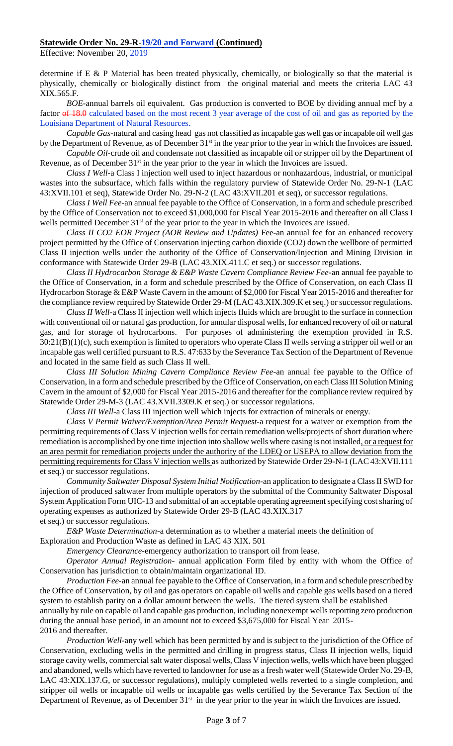**Statewide Order No. 29-R-19/20 and Forward (Continued)**

Effective: November 20, 2019

determine if E & P Material has been treated physically, chemically, or biologically so that the material is physically, chemically or biologically distinct from the original material and meets the criteria LAC 43 XIX.565.F.

*BOE*-annual barrels oil equivalent. Gas production is converted to BOE by dividing annual mcf by a factor ~~of 18.0~~ calculated based on the most recent 3 year average of the cost of oil and gas as reported by the Louisiana Department of Natural Resources.

*Capable Gas*-natural and casing head gas not classified as incapable gas well gas or incapable oil well gas by the Department of Revenue, as of December 31st in the year prior to the year in which the Invoices are issued.

*Capable Oil*-crude oil and condensate not classified as incapable oil or stripper oil by the Department of Revenue, as of December 31st in the year prior to the year in which the Invoices are issued.

*Class I Well*-a Class I injection well used to inject hazardous or nonhazardous, industrial, or municipal wastes into the subsurface, which falls within the regulatory purview of Statewide Order No. 29-N-1 (LAC 43:XVII.101 et seq), Statewide Order No. 29-N-2 (LAC 43:XVII.201 et seq), or successor regulations.

*Class I Well Fee*-an annual fee payable to the Office of Conservation, in a form and schedule prescribed by the Office of Conservation not to exceed $1,000,000 for Fiscal Year 2015-2016 and thereafter on all Class I wells permitted December 31st of the year prior to the year in which the Invoices are issued.

*Class II CO2 EOR Project (AOR Review and Updates)* Fee-an annual fee for an enhanced recovery project permitted by the Office of Conservation injecting carbon dioxide ($CO_2$) down the wellbore of permitted Class II injection wells under the authority of the Office of Conservation/Injection and Mining Division in conformance with Statewide Order 29-B (LAC 43.XIX.411.C et seq.) or successor regulations.

*Class II Hydrocarbon Storage & E&P Waste Cavern Compliance Review Fee*-an annual fee payable to the Office of Conservation, in a form and schedule prescribed by the Office of Conservation, on each Class II Hydrocarbon Storage & E&P Waste Cavern in the amount of $2,000 for Fiscal Year 2015-2016 and thereafter for the compliance review required by Statewide Order 29-M (LAC 43.XIX.309.K et seq.) or successor regulations.

*Class II Well*-a Class II injection well which injects fluids which are brought to the surface in connection with conventional oil or natural gas production, for annular disposal wells, for enhanced recovery of oil or natural gas, and for storage of hydrocarbons. For purposes of administering the exemption provided in R.S. 30:21(B)(1)(c), such exemption is limited to operators who operate Class II wells serving a stripper oil well or an incapable gas well certified pursuant to R.S. 47:633 by the Severance Tax Section of the Department of Revenue and located in the same field as such Class II well.

*Class III Solution Mining Cavern Compliance Review Fee*-an annual fee payable to the Office of Conservation, in a form and schedule prescribed by the Office of Conservation, on each Class III Solution Mining Cavern in the amount of $2,000 for Fiscal Year 2015-2016 and thereafter for the compliance review required by Statewide Order 29-M-3 (LAC 43.XVII.3309.K et seq.) or successor regulations.

*Class III Well*-a Class III injection well which injects for extraction of minerals or energy.

*Class V Permit Waiver/Exemption/Area Permit Request*-a request for a waiver or exemption from the permitting requirements of Class V injection wells for certain remediation wells/projects of short duration where remediation is accomplished by one time injection into shallow wells where casing is not installed, or a request for an area permit for remediation projects under the authority of the LDEQ or USEPA to allow deviation from the permitting requirements for Class V injection wells as authorized by Statewide Order 29-N-1 (LAC 43:XVII.111 et seq.) or successor regulations.

*Community Saltwater Disposal System Initial Notification*-an application to designate a Class II SWD for injection of produced saltwater from multiple operators by the submittal of the Community Saltwater Disposal System Application Form UIC-13 and submittal of an acceptable operating agreement specifying cost sharing of operating expenses as authorized by Statewide Order 29-B (LAC 43.XIX.317 et seq.) or successor regulations.

*E&P Waste Determination*-a determination as to whether a material meets the definition of Exploration and Production Waste as defined in LAC 43 XIX. 501

*Emergency Clearance*-emergency authorization to transport oil from lease.

*Operator Annual Registration*- annual application Form filed by entity with whom the Office of Conservation has jurisdiction to obtain/maintain organizational ID.

*Production Fee*-an annual fee payable to the Office of Conservation, in a form and schedule prescribed by the Office of Conservation, by oil and gas operators on capable oil wells and capable gas wells based on a tiered system to establish parity on a dollar amount between the wells. The tiered system shall be established annually by rule on capable oil and capable gas production, including nonexempt wells reporting zero production during the annual base period, in an amount not to exceed $3,675,000 for Fiscal Year 2015-2016 and thereafter.

*Production Well*-any well which has been permitted by and is subject to the jurisdiction of the Office of Conservation, excluding wells in the permitted and drilling in progress status, Class II injection wells, liquid storage cavity wells, commercial salt water disposal wells, Class V injection wells, wells which have been plugged and abandoned, wells which have reverted to landowner for use as a fresh water well (Statewide Order No. 29-B, LAC 43:XIX.137.G, or successor regulations), multiply completed wells reverted to a single completion, and stripper oil wells or incapable oil wells or incapable gas wells certified by the Severance Tax Section of the Department of Revenue, as of December 31st in the year prior to the year in which the Invoices are issued.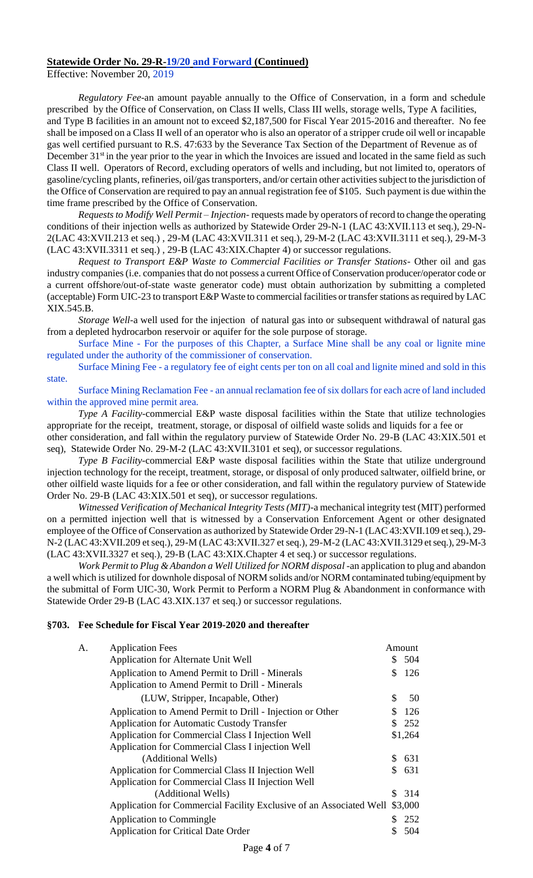**Statewide Order No. 29-R-19/20 and Forward (Continued)**

Effective: November 20, 2019

*Regulatory Fee*-an amount payable annually to the Office of Conservation, in a form and schedule prescribed by the Office of Conservation, on Class II wells, Class III wells, storage wells, Type A facilities, and Type B facilities in an amount not to exceed $2,187,500 for Fiscal Year 2015-2016 and thereafter. No fee shall be imposed on a Class II well of an operator who is also an operator of a stripper crude oil well or incapable gas well certified pursuant to R.S. 47:633 by the Severance Tax Section of the Department of Revenue as of December 31st in the year prior to the year in which the Invoices are issued and located in the same field as such Class II well. Operators of Record, excluding operators of wells and including, but not limited to, operators of gasoline/cycling plants, refineries, oil/gas transporters, and/or certain other activities subject to the jurisdiction of the Office of Conservation are required to pay an annual registration fee of $105. Such payment is due within the time frame prescribed by the Office of Conservation.

*Requests to Modify Well Permit – Injection*- requests made by operators of record to change the operating conditions of their injection wells as authorized by Statewide Order 29-N-1 (LAC 43:XVII.113 et seq.), 29-N-2(LAC 43:XVII.213 et seq.) , 29-M (LAC 43:XVII.311 et seq.), 29-M-2 (LAC 43:XVII.3111 et seq.), 29-M-3 (LAC 43:XVII.3311 et seq.) , 29-B (LAC 43:XIX.Chapter 4) or successor regulations.

*Request to Transport E&P Waste to Commercial Facilities or Transfer Stations*- Other oil and gas industry companies (i.e. companies that do not possess a current Office of Conservation producer/operator code or a current offshore/out-of-state waste generator code) must obtain authorization by submitting a completed (acceptable) Form UIC-23 to transport E&P Waste to commercial facilities or transfer stations as required by LAC XIX.545.B.

*Storage Well*-a well used for the injection of natural gas into or subsequent withdrawal of natural gas from a depleted hydrocarbon reservoir or aquifer for the sole purpose of storage.

Surface Mine - For the purposes of this Chapter, a Surface Mine shall be any coal or lignite mine regulated under the authority of the commissioner of conservation.

Surface Mining Fee - a regulatory fee of eight cents per ton on all coal and lignite mined and sold in this state.

Surface Mining Reclamation Fee - an annual reclamation fee of six dollars for each acre of land included within the approved mine permit area.

*Type A Facility*-commercial E&P waste disposal facilities within the State that utilize technologies appropriate for the receipt, treatment, storage, or disposal of oilfield waste solids and liquids for a fee or other consideration, and fall within the regulatory purview of Statewide Order No. 29-B (LAC 43:XIX.501 et seq), Statewide Order No. 29-M-2 (LAC 43:XVII.3101 et seq), or successor regulations.

*Type B Facility*-commercial E&P waste disposal facilities within the State that utilize underground injection technology for the receipt, treatment, storage, or disposal of only produced saltwater, oilfield brine, or other oilfield waste liquids for a fee or other consideration, and fall within the regulatory purview of Statewide Order No. 29-B (LAC 43:XIX.501 et seq), or successor regulations.

*Witnessed Verification of Mechanical Integrity Tests (MIT)*-a mechanical integrity test (MIT) performed on a permitted injection well that is witnessed by a Conservation Enforcement Agent or other designated employee of the Office of Conservation as authorized by Statewide Order 29-N-1 (LAC 43:XVII.109 et seq.), 29-N-2 (LAC 43:XVII.209 et seq.), 29-M (LAC 43:XVII.327 et seq.), 29-M-2 (LAC 43:XVII.3129 et seq.), 29-M-3 (LAC 43:XVII.3327 et seq.), 29-B (LAC 43:XIX.Chapter 4 et seq.) or successor regulations.

*Work Permit to Plug & Abandon a Well Utilized for NORM disposal* -an application to plug and abandon a well which is utilized for downhole disposal of NORM solids and/or NORM contaminated tubing/equipment by the submittal of Form UIC-30, Work Permit to Perform a NORM Plug & Abandonment in conformance with Statewide Order 29-B (LAC 43.XIX.137 et seq.) or successor regulations.

**§703. Fee Schedule for Fiscal Year 2019-2020 and thereafter**

| A. Application Fees | Amount |
|---|---|
| Application for Alternate Unit Well | $ 504 |
| Application to Amend Permit to Drill - Minerals | $ 126 |
| Application to Amend Permit to Drill - Minerals (LUW, Stripper, Incapable, Other) | $ 50 |
| Application to Amend Permit to Drill - Injection or Other | $ 126 |
| Application for Automatic Custody Transfer | $ 252 |
| Application for Commercial Class I Injection Well | $1,264 |
| Application for Commercial Class I injection Well (Additional Wells) | $ 631 |
| Application for Commercial Class II Injection Well | $ 631 |
| Application for Commercial Class II Injection Well (Additional Wells) | $ 314 |
| Application for Commercial Facility Exclusive of an Associated Well | $3,000 |
| Application to Commingle | $ 252 |
| Application for Critical Date Order | $ 504 |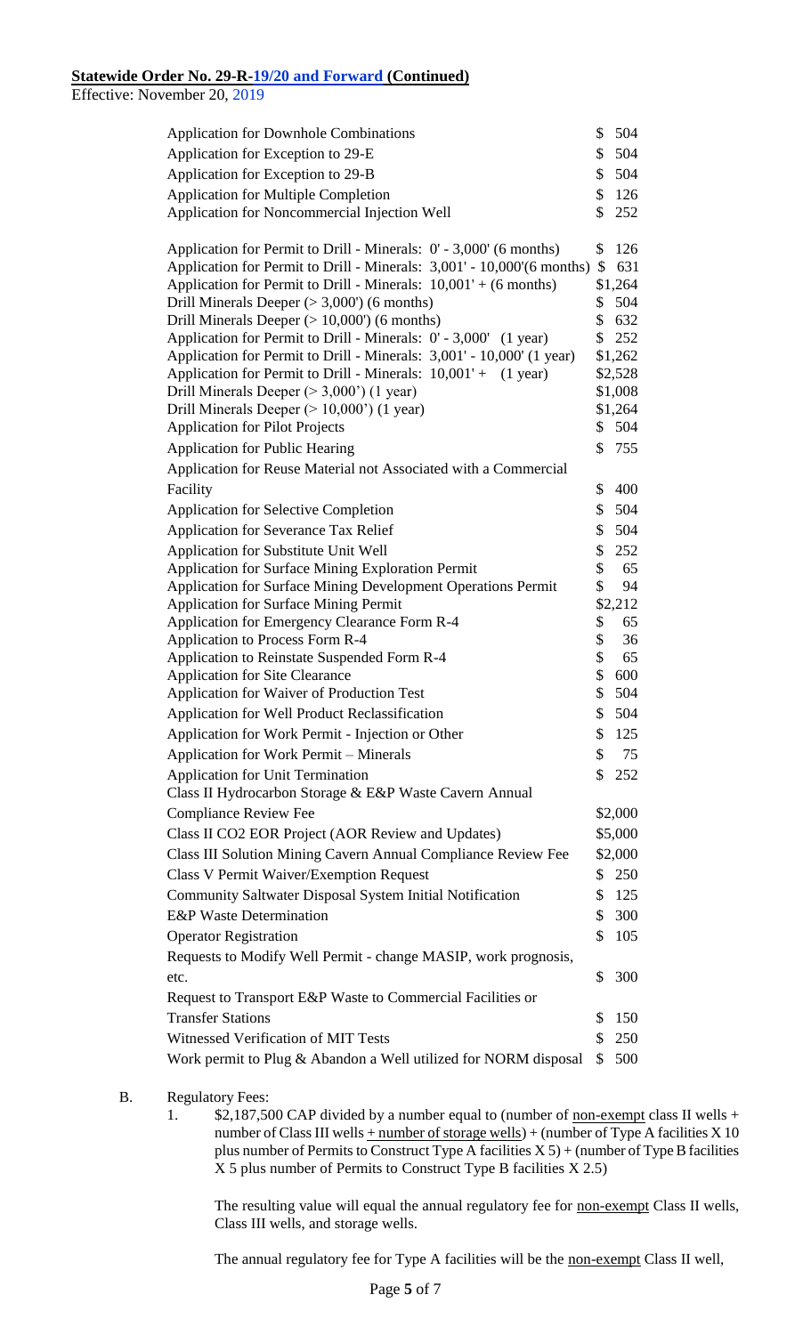**Statewide Order No. 29-R-19/20 and Forward (Continued)**

Effective: November 20, 2019

| Item | Fee |
|---|---|
| Application for Downhole Combinations | $ 504 |
| Application for Exception to 29-E | $ 504 |
| Application for Exception to 29-B | $ 504 |
| Application for Multiple Completion | $ 126 |
| Application for Noncommercial Injection Well | $ 252 |
| Application for Permit to Drill - Minerals: 0' - 3,000' (6 months) | $ 126 |
| Application for Permit to Drill - Minerals: 3,001' - 10,000'(6 months) | $ 631 |
| Application for Permit to Drill - Minerals: 10,001' + (6 months) | $1,264 |
| Drill Minerals Deeper (> 3,000') (6 months) | $ 504 |
| Drill Minerals Deeper (> 10,000') (6 months) | $ 632 |
| Application for Permit to Drill - Minerals: 0' - 3,000' (1 year) | $ 252 |
| Application for Permit to Drill - Minerals: 3,001' - 10,000' (1 year) | $1,262 |
| Application for Permit to Drill - Minerals: 10,001' + (1 year) | $2,528 |
| Drill Minerals Deeper (> 3,000') (1 year) | $1,008 |
| Drill Minerals Deeper (> 10,000') (1 year) | $1,264 |
| Application for Pilot Projects | $ 504 |
| Application for Public Hearing | $ 755 |
| Application for Reuse Material not Associated with a Commercial Facility | $ 400 |
| Application for Selective Completion | $ 504 |
| Application for Severance Tax Relief | $ 504 |
| Application for Substitute Unit Well | $ 252 |
| Application for Surface Mining Exploration Permit | $ 65 |
| Application for Surface Mining Development Operations Permit | $ 94 |
| Application for Surface Mining Permit | $2,212 |
| Application for Emergency Clearance Form R-4 | $ 65 |
| Application to Process Form R-4 | $ 36 |
| Application to Reinstate Suspended Form R-4 | $ 65 |
| Application for Site Clearance | $ 600 |
| Application for Waiver of Production Test | $ 504 |
| Application for Well Product Reclassification | $ 504 |
| Application for Work Permit - Injection or Other | $ 125 |
| Application for Work Permit – Minerals | $ 75 |
| Application for Unit Termination | $ 252 |
| Class II Hydrocarbon Storage & E&P Waste Cavern Annual Compliance Review Fee | $2,000 |
| Class II CO2 EOR Project (AOR Review and Updates) | $5,000 |
| Class III Solution Mining Cavern Annual Compliance Review Fee | $2,000 |
| Class V Permit Waiver/Exemption Request | $ 250 |
| Community Saltwater Disposal System Initial Notification | $ 125 |
| E&P Waste Determination | $ 300 |
| Operator Registration | $ 105 |
| Requests to Modify Well Permit - change MASIP, work prognosis, etc. | $ 300 |
| Request to Transport E&P Waste to Commercial Facilities or Transfer Stations | $ 150 |
| Witnessed Verification of MIT Tests | $ 250 |
| Work permit to Plug & Abandon a Well utilized for NORM disposal | $ 500 |

B. Regulatory Fees:

1. $2,187,500 CAP divided by a number equal to (number of non-exempt class II wells + number of Class III wells + number of storage wells) + (number of Type A facilities X 10 plus number of Permits to Construct Type A facilities X 5) + (number of Type B facilities X 5 plus number of Permits to Construct Type B facilities X 2.5)

   The resulting value will equal the annual regulatory fee for non-exempt Class II wells, Class III wells, and storage wells.

   The annual regulatory fee for Type A facilities will be the non-exempt Class II well,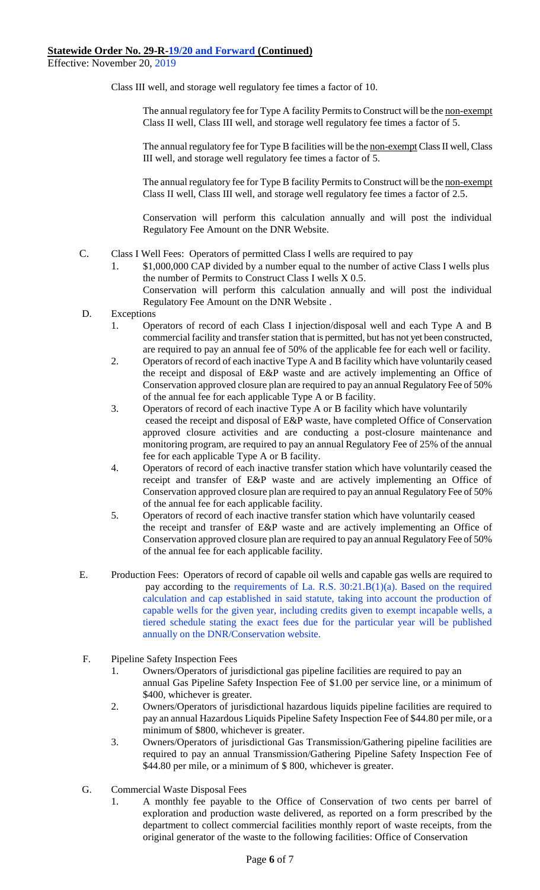**Statewide Order No. 29-R-19/20 and Forward (Continued)**

Effective: November 20, 2019

Class III well, and storage well regulatory fee times a factor of 10.

The annual regulatory fee for Type A facility Permits to Construct will be the non-exempt Class II well, Class III well, and storage well regulatory fee times a factor of 5.

The annual regulatory fee for Type B facilities will be the non-exempt Class II well, Class III well, and storage well regulatory fee times a factor of 5.

The annual regulatory fee for Type B facility Permits to Construct will be the non-exempt Class II well, Class III well, and storage well regulatory fee times a factor of 2.5.

Conservation will perform this calculation annually and will post the individual Regulatory Fee Amount on the DNR Website.

C. Class I Well Fees: Operators of permitted Class I wells are required to pay
   1. $1,000,000 CAP divided by a number equal to the number of active Class I wells plus the number of Permits to Construct Class I wells X 0.5.
      Conservation will perform this calculation annually and will post the individual Regulatory Fee Amount on the DNR Website .

D. Exceptions
   1. Operators of record of each Class I injection/disposal well and each Type A and B commercial facility and transfer station that is permitted, but has not yet been constructed, are required to pay an annual fee of 50% of the applicable fee for each well or facility.
   2. Operators of record of each inactive Type A and B facility which have voluntarily ceased the receipt and disposal of E&P waste and are actively implementing an Office of Conservation approved closure plan are required to pay an annual Regulatory Fee of 50% of the annual fee for each applicable Type A or B facility.
   3. Operators of record of each inactive Type A or B facility which have voluntarily ceased the receipt and disposal of E&P waste, have completed Office of Conservation approved closure activities and are conducting a post-closure maintenance and monitoring program, are required to pay an annual Regulatory Fee of 25% of the annual fee for each applicable Type A or B facility.
   4. Operators of record of each inactive transfer station which have voluntarily ceased the receipt and transfer of E&P waste and are actively implementing an Office of Conservation approved closure plan are required to pay an annual Regulatory Fee of 50% of the annual fee for each applicable facility.
   5. Operators of record of each inactive transfer station which have voluntarily ceased the receipt and transfer of E&P waste and are actively implementing an Office of Conservation approved closure plan are required to pay an annual Regulatory Fee of 50% of the annual fee for each applicable facility.

E. Production Fees: Operators of record of capable oil wells and capable gas wells are required to pay according to the requirements of La. R.S. 30:21.B(1)(a). Based on the required calculation and cap established in said statute, taking into account the production of capable wells for the given year, including credits given to exempt incapable wells, a tiered schedule stating the exact fees due for the particular year will be published annually on the DNR/Conservation website.

F. Pipeline Safety Inspection Fees
   1. Owners/Operators of jurisdictional gas pipeline facilities are required to pay an annual Gas Pipeline Safety Inspection Fee of $1.00 per service line, or a minimum of $400, whichever is greater.
   2. Owners/Operators of jurisdictional hazardous liquids pipeline facilities are required to pay an annual Hazardous Liquids Pipeline Safety Inspection Fee of $44.80 per mile, or a minimum of $800, whichever is greater.
   3. Owners/Operators of jurisdictional Gas Transmission/Gathering pipeline facilities are required to pay an annual Transmission/Gathering Pipeline Safety Inspection Fee of $44.80 per mile, or a minimum of $ 800, whichever is greater.

G. Commercial Waste Disposal Fees
   1. A monthly fee payable to the Office of Conservation of two cents per barrel of exploration and production waste delivered, as reported on a form prescribed by the department to collect commercial facilities monthly report of waste receipts, from the original generator of the waste to the following facilities: Office of Conservation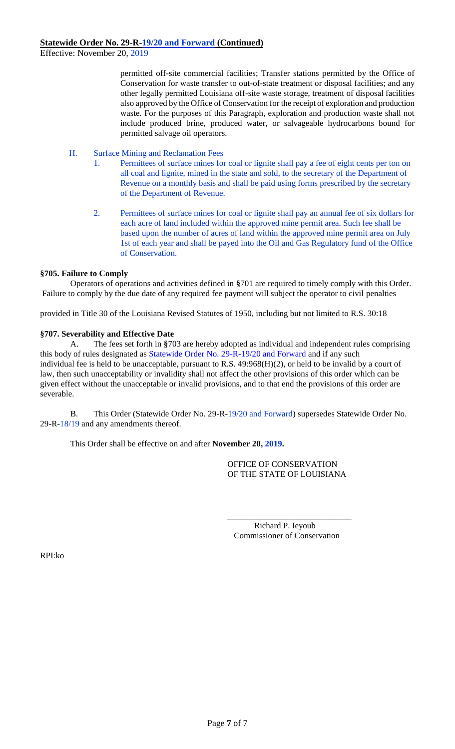permitted off-site commercial facilities; Transfer stations permitted by the Office of Conservation for waste transfer to out-of-state treatment or disposal facilities; and any other legally permitted Louisiana off-site waste storage, treatment of disposal facilities also approved by the Office of Conservation for the receipt of exploration and production waste. For the purposes of this Paragraph, exploration and production waste shall not include produced brine, produced water, or salvageable hydrocarbons bound for permitted salvage oil operators.

H. Surface Mining and Reclamation Fees

1. Permittees of surface mines for coal or lignite shall pay a fee of eight cents per ton on all coal and lignite, mined in the state and sold, to the secretary of the Department of Revenue on a monthly basis and shall be paid using forms prescribed by the secretary of the Department of Revenue.

2. Permittees of surface mines for coal or lignite shall pay an annual fee of six dollars for each acre of land included within the approved mine permit area. Such fee shall be based upon the number of acres of land within the approved mine permit area on July 1st of each year and shall be payed into the Oil and Gas Regulatory fund of the Office of Conservation.

**§705. Failure to Comply**

Operators of operations and activities defined in **§**701 are required to timely comply with this Order. Failure to comply by the due date of any required fee payment will subject the operator to civil penalties

provided in Title 30 of the Louisiana Revised Statutes of 1950, including but not limited to R.S. 30:18

**§707. Severability and Effective Date**

A. The fees set forth in **§**703 are hereby adopted as individual and independent rules comprising this body of rules designated as Statewide Order No. 29-R-19/20 and Forward and if any such individual fee is held to be unacceptable, pursuant to R.S. 49:968(H)(2), or held to be invalid by a court of law, then such unacceptability or invalidity shall not affect the other provisions of this order which can be given effect without the unacceptable or invalid provisions, and to that end the provisions of this order are severable.

B. This Order (Statewide Order No. 29-R-19/20 and Forward) supersedes Statewide Order No. 29-R-18/19 and any amendments thereof.

This Order shall be effective on and after **November 20, 2019.**

OFFICE OF CONSERVATION
OF THE STATE OF LOUISIANA

\_\_\_\_\_\_\_\_\_\_\_\_\_\_\_\_\_\_\_\_\_\_\_\_\_\_\_\_\_\_

Richard P. Ieyoub
Commissioner of Conservation

RPI:ko